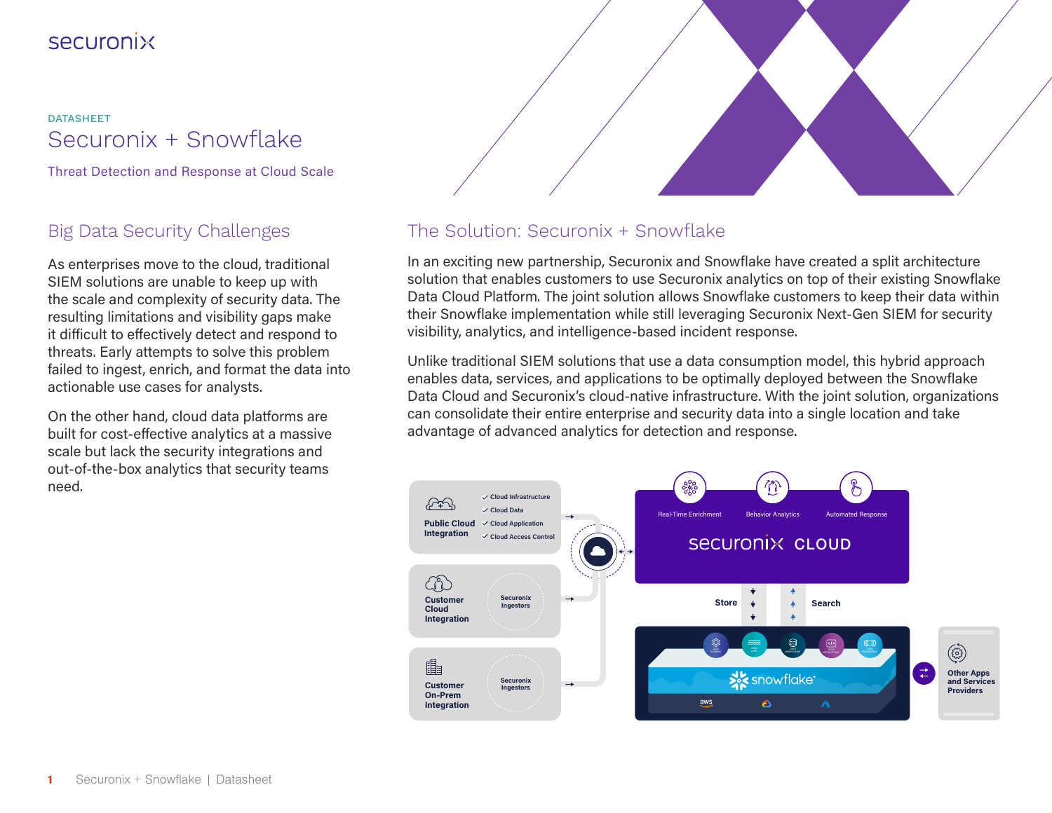securonix

DATASHEET

# Securonix + Snowflake

Threat Detection and Response at Cloud Scale

## Big Data Security Challenges

As enterprises move to the cloud, traditional SIEM solutions are unable to keep up with the scale and complexity of security data. The resulting limitations and visibility gaps make it difficult to effectively detect and respond to threats. Early attempts to solve this problem failed to ingest, enrich, and format the data into actionable use cases for analysts.

On the other hand, cloud data platforms are built for cost-effective analytics at a massive scale but lack the security integrations and out-of-the-box analytics that security teams need.

## The Solution: Securonix + Snowflake

In an exciting new partnership, Securonix and Snowflake have created a split architecture solution that enables customers to use Securonix analytics on top of their existing Snowflake Data Cloud Platform. The joint solution allows Snowflake customers to keep their data within their Snowflake implementation while still leveraging Securonix Next-Gen SIEM for security visibility, analytics, and intelligence-based incident response.

Unlike traditional SIEM solutions that use a data consumption model, this hybrid approach enables data, services, and applications to be optimally deployed between the Snowflake Data Cloud and Securonix's cloud-native infrastructure. With the joint solution, organizations can consolidate their entire enterprise and security data into a single location and take advantage of advanced analytics for detection and response.

Public Cloud Integration
- Cloud Infrastructure
- Cloud Data
- Cloud Application
- Cloud Access Control

Customer Cloud Integration — Securonix Ingestors

Customer On-Prem Integration — Securonix Ingestors

Real-Time Enrichment | Behavior Analytics | Automated Response

securonix CLOUD

Store | Search

snowflake

Other Apps and Services Providers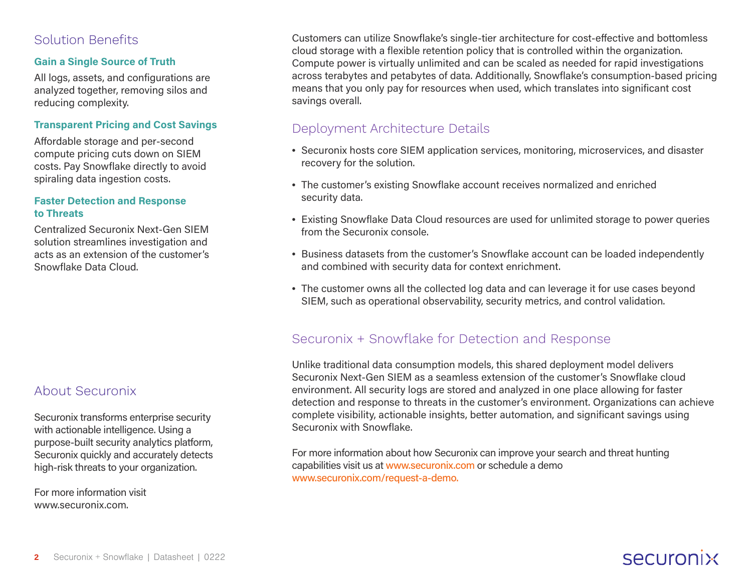## Solution Benefits

### Gain a Single Source of Truth

All logs, assets, and configurations are analyzed together, removing silos and reducing complexity.

### Transparent Pricing and Cost Savings

Affordable storage and per-second compute pricing cuts down on SIEM costs. Pay Snowflake directly to avoid spiraling data ingestion costs.

### Faster Detection and Response to Threats

Centralized Securonix Next-Gen SIEM solution streamlines investigation and acts as an extension of the customer's Snowflake Data Cloud.

## About Securonix

Securonix transforms enterprise security with actionable intelligence. Using a purpose-built security analytics platform, Securonix quickly and accurately detects high-risk threats to your organization.

For more information visit www.securonix.com.

Customers can utilize Snowflake's single-tier architecture for cost-effective and bottomless cloud storage with a flexible retention policy that is controlled within the organization. Compute power is virtually unlimited and can be scaled as needed for rapid investigations across terabytes and petabytes of data. Additionally, Snowflake's consumption-based pricing means that you only pay for resources when used, which translates into significant cost savings overall.

## Deployment Architecture Details

- Securonix hosts core SIEM application services, monitoring, microservices, and disaster recovery for the solution.
- The customer's existing Snowflake account receives normalized and enriched security data.
- Existing Snowflake Data Cloud resources are used for unlimited storage to power queries from the Securonix console.
- Business datasets from the customer's Snowflake account can be loaded independently and combined with security data for context enrichment.
- The customer owns all the collected log data and can leverage it for use cases beyond SIEM, such as operational observability, security metrics, and control validation.

## Securonix + Snowflake for Detection and Response

Unlike traditional data consumption models, this shared deployment model delivers Securonix Next-Gen SIEM as a seamless extension of the customer's Snowflake cloud environment. All security logs are stored and analyzed in one place allowing for faster detection and response to threats in the customer's environment. Organizations can achieve complete visibility, actionable insights, better automation, and significant savings using Securonix with Snowflake.

For more information about how Securonix can improve your search and threat hunting capabilities visit us at www.securonix.com or schedule a demo www.securonix.com/request-a-demo.